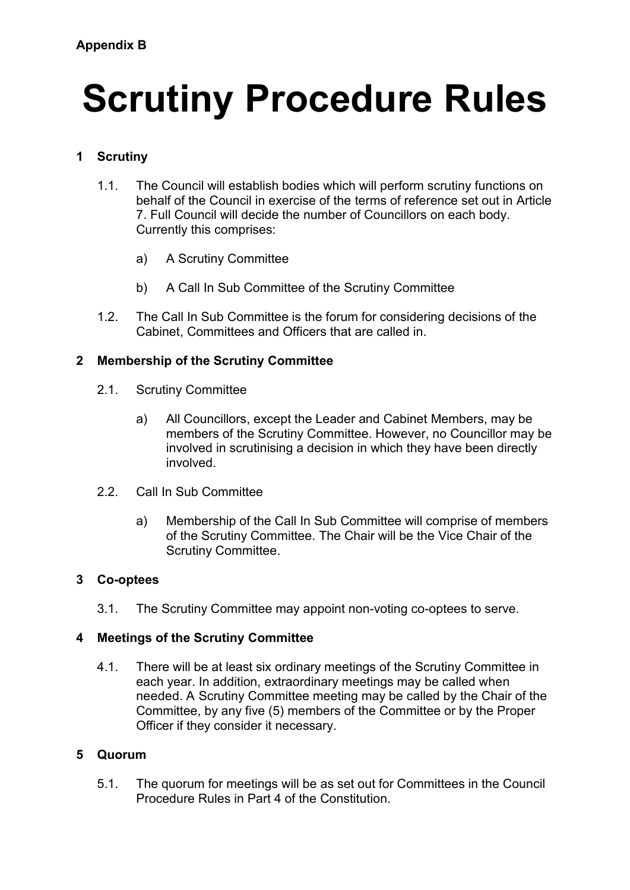**Appendix B**

# Scrutiny Procedure Rules

## 1 Scrutiny

1.1. The Council will establish bodies which will perform scrutiny functions on behalf of the Council in exercise of the terms of reference set out in Article 7. Full Council will decide the number of Councillors on each body. Currently this comprises:

a) A Scrutiny Committee

b) A Call In Sub Committee of the Scrutiny Committee

1.2. The Call In Sub Committee is the forum for considering decisions of the Cabinet, Committees and Officers that are called in.

## 2 Membership of the Scrutiny Committee

2.1. Scrutiny Committee

a) All Councillors, except the Leader and Cabinet Members, may be members of the Scrutiny Committee. However, no Councillor may be involved in scrutinising a decision in which they have been directly involved.

2.2. Call In Sub Committee

a) Membership of the Call In Sub Committee will comprise of members of the Scrutiny Committee. The Chair will be the Vice Chair of the Scrutiny Committee.

## 3 Co-optees

3.1. The Scrutiny Committee may appoint non-voting co-optees to serve.

## 4 Meetings of the Scrutiny Committee

4.1. There will be at least six ordinary meetings of the Scrutiny Committee in each year. In addition, extraordinary meetings may be called when needed. A Scrutiny Committee meeting may be called by the Chair of the Committee, by any five (5) members of the Committee or by the Proper Officer if they consider it necessary.

## 5 Quorum

5.1. The quorum for meetings will be as set out for Committees in the Council Procedure Rules in Part 4 of the Constitution.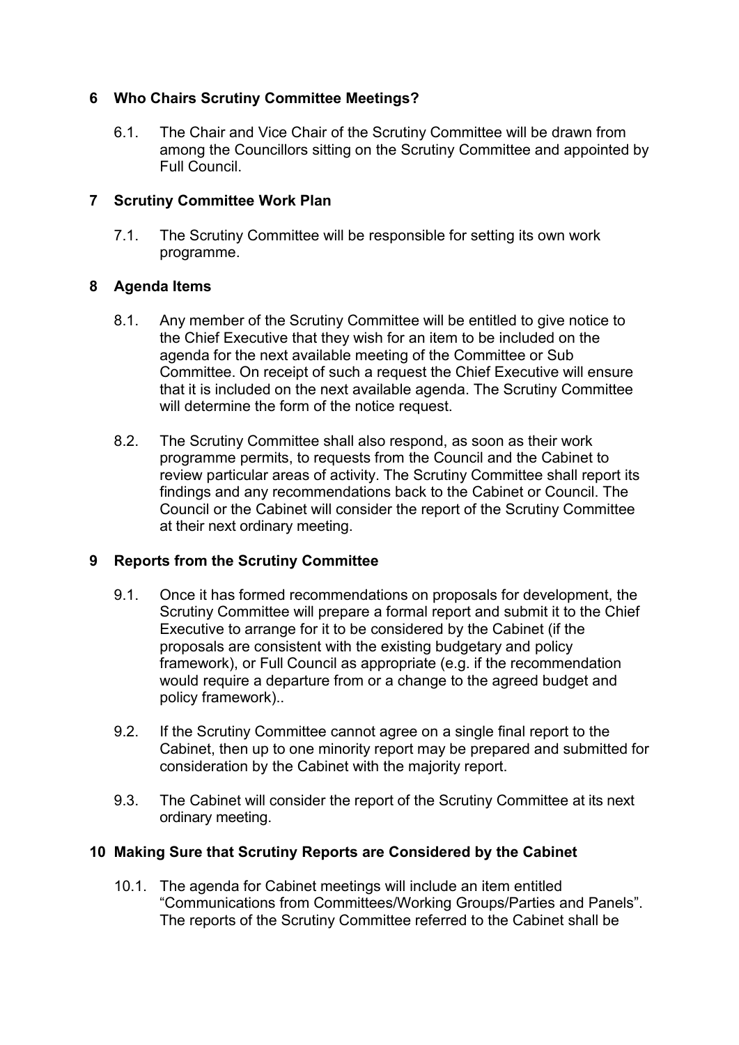## 6 Who Chairs Scrutiny Committee Meetings?

6.1. The Chair and Vice Chair of the Scrutiny Committee will be drawn from among the Councillors sitting on the Scrutiny Committee and appointed by Full Council.

## 7 Scrutiny Committee Work Plan

7.1. The Scrutiny Committee will be responsible for setting its own work programme.

## 8 Agenda Items

8.1. Any member of the Scrutiny Committee will be entitled to give notice to the Chief Executive that they wish for an item to be included on the agenda for the next available meeting of the Committee or Sub Committee. On receipt of such a request the Chief Executive will ensure that it is included on the next available agenda. The Scrutiny Committee will determine the form of the notice request.

8.2. The Scrutiny Committee shall also respond, as soon as their work programme permits, to requests from the Council and the Cabinet to review particular areas of activity. The Scrutiny Committee shall report its findings and any recommendations back to the Cabinet or Council. The Council or the Cabinet will consider the report of the Scrutiny Committee at their next ordinary meeting.

## 9 Reports from the Scrutiny Committee

9.1. Once it has formed recommendations on proposals for development, the Scrutiny Committee will prepare a formal report and submit it to the Chief Executive to arrange for it to be considered by the Cabinet (if the proposals are consistent with the existing budgetary and policy framework), or Full Council as appropriate (e.g. if the recommendation would require a departure from or a change to the agreed budget and policy framework)..

9.2. If the Scrutiny Committee cannot agree on a single final report to the Cabinet, then up to one minority report may be prepared and submitted for consideration by the Cabinet with the majority report.

9.3. The Cabinet will consider the report of the Scrutiny Committee at its next ordinary meeting.

## 10 Making Sure that Scrutiny Reports are Considered by the Cabinet

10.1. The agenda for Cabinet meetings will include an item entitled "Communications from Committees/Working Groups/Parties and Panels". The reports of the Scrutiny Committee referred to the Cabinet shall be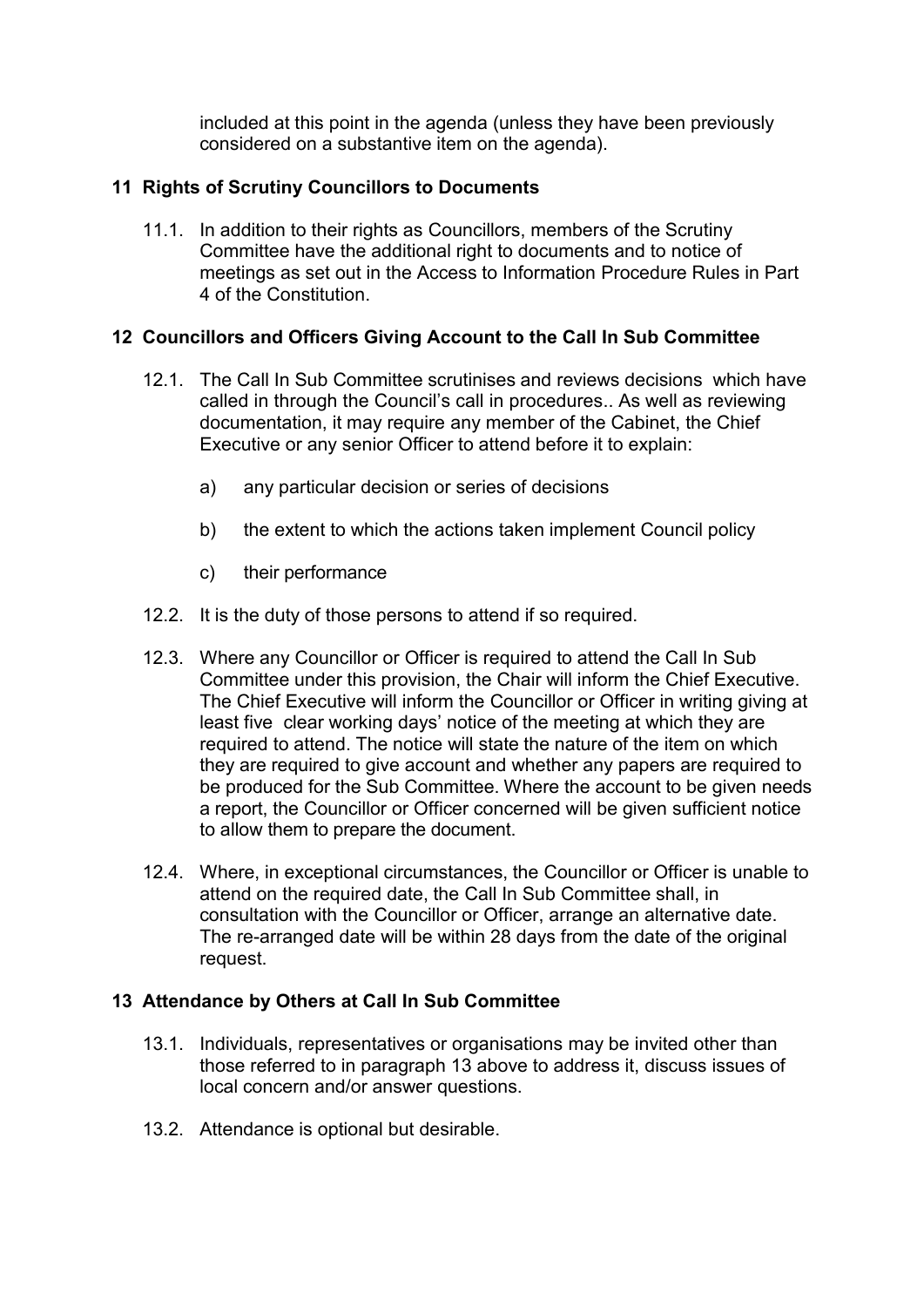included at this point in the agenda (unless they have been previously considered on a substantive item on the agenda).

## 11 Rights of Scrutiny Councillors to Documents

11.1. In addition to their rights as Councillors, members of the Scrutiny Committee have the additional right to documents and to notice of meetings as set out in the Access to Information Procedure Rules in Part 4 of the Constitution.

## 12 Councillors and Officers Giving Account to the Call In Sub Committee

12.1. The Call In Sub Committee scrutinises and reviews decisions which have called in through the Council's call in procedures.. As well as reviewing documentation, it may require any member of the Cabinet, the Chief Executive or any senior Officer to attend before it to explain:

a) any particular decision or series of decisions

b) the extent to which the actions taken implement Council policy

c) their performance

12.2. It is the duty of those persons to attend if so required.

12.3. Where any Councillor or Officer is required to attend the Call In Sub Committee under this provision, the Chair will inform the Chief Executive. The Chief Executive will inform the Councillor or Officer in writing giving at least five clear working days' notice of the meeting at which they are required to attend. The notice will state the nature of the item on which they are required to give account and whether any papers are required to be produced for the Sub Committee. Where the account to be given needs a report, the Councillor or Officer concerned will be given sufficient notice to allow them to prepare the document.

12.4. Where, in exceptional circumstances, the Councillor or Officer is unable to attend on the required date, the Call In Sub Committee shall, in consultation with the Councillor or Officer, arrange an alternative date. The re-arranged date will be within 28 days from the date of the original request.

## 13 Attendance by Others at Call In Sub Committee

13.1. Individuals, representatives or organisations may be invited other than those referred to in paragraph 13 above to address it, discuss issues of local concern and/or answer questions.

13.2. Attendance is optional but desirable.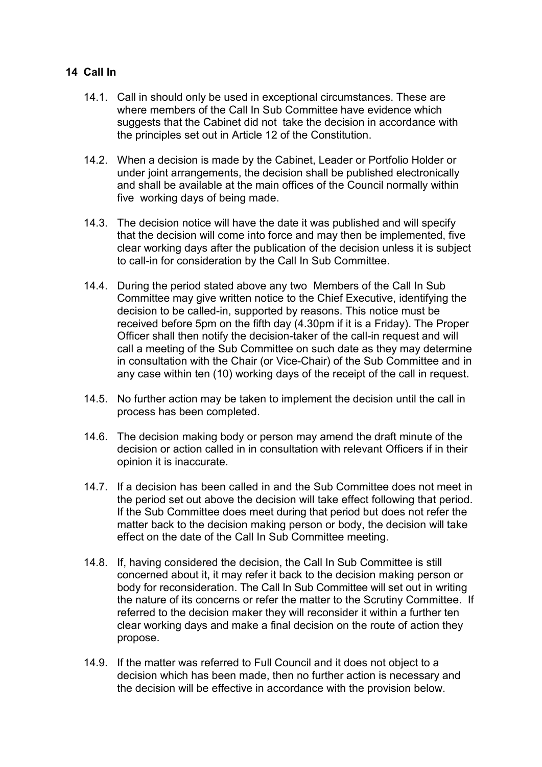## 14 Call In

14.1. Call in should only be used in exceptional circumstances. These are where members of the Call In Sub Committee have evidence which suggests that the Cabinet did not take the decision in accordance with the principles set out in Article 12 of the Constitution.

14.2. When a decision is made by the Cabinet, Leader or Portfolio Holder or under joint arrangements, the decision shall be published electronically and shall be available at the main offices of the Council normally within five working days of being made.

14.3. The decision notice will have the date it was published and will specify that the decision will come into force and may then be implemented, five clear working days after the publication of the decision unless it is subject to call-in for consideration by the Call In Sub Committee.

14.4. During the period stated above any two Members of the Call In Sub Committee may give written notice to the Chief Executive, identifying the decision to be called-in, supported by reasons. This notice must be received before 5pm on the fifth day (4.30pm if it is a Friday). The Proper Officer shall then notify the decision-taker of the call-in request and will call a meeting of the Sub Committee on such date as they may determine in consultation with the Chair (or Vice-Chair) of the Sub Committee and in any case within ten (10) working days of the receipt of the call in request.

14.5. No further action may be taken to implement the decision until the call in process has been completed.

14.6. The decision making body or person may amend the draft minute of the decision or action called in in consultation with relevant Officers if in their opinion it is inaccurate.

14.7. If a decision has been called in and the Sub Committee does not meet in the period set out above the decision will take effect following that period. If the Sub Committee does meet during that period but does not refer the matter back to the decision making person or body, the decision will take effect on the date of the Call In Sub Committee meeting.

14.8. If, having considered the decision, the Call In Sub Committee is still concerned about it, it may refer it back to the decision making person or body for reconsideration. The Call In Sub Committee will set out in writing the nature of its concerns or refer the matter to the Scrutiny Committee. If referred to the decision maker they will reconsider it within a further ten clear working days and make a final decision on the route of action they propose.

14.9. If the matter was referred to Full Council and it does not object to a decision which has been made, then no further action is necessary and the decision will be effective in accordance with the provision below.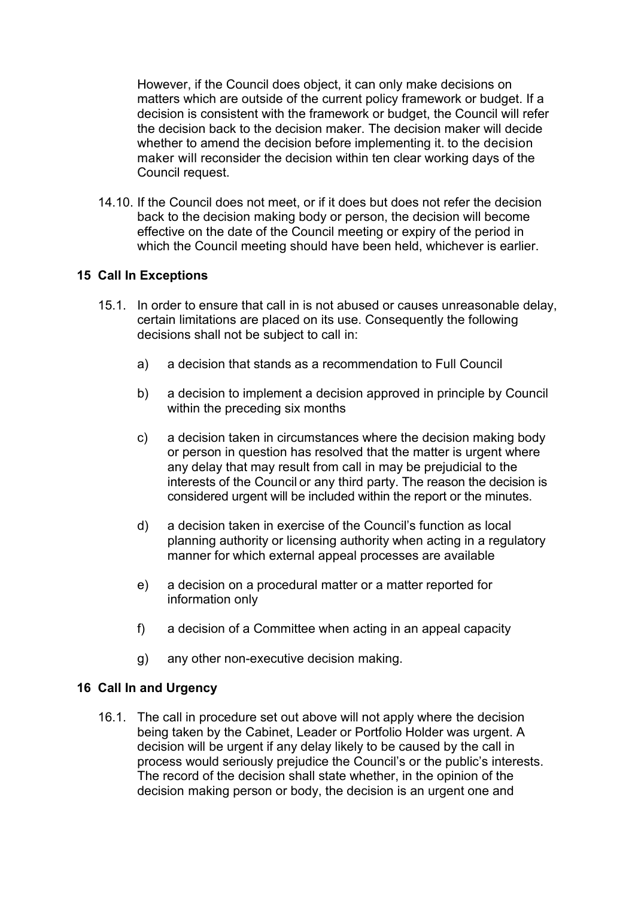However, if the Council does object, it can only make decisions on matters which are outside of the current policy framework or budget. If a decision is consistent with the framework or budget, the Council will refer the decision back to the decision maker. The decision maker will decide whether to amend the decision before implementing it. to the decision maker will reconsider the decision within ten clear working days of the Council request.

14.10. If the Council does not meet, or if it does but does not refer the decision back to the decision making body or person, the decision will become effective on the date of the Council meeting or expiry of the period in which the Council meeting should have been held, whichever is earlier.

## 15 Call In Exceptions

15.1. In order to ensure that call in is not abused or causes unreasonable delay, certain limitations are placed on its use. Consequently the following decisions shall not be subject to call in:

a) a decision that stands as a recommendation to Full Council

b) a decision to implement a decision approved in principle by Council within the preceding six months

c) a decision taken in circumstances where the decision making body or person in question has resolved that the matter is urgent where any delay that may result from call in may be prejudicial to the interests of the Council or any third party. The reason the decision is considered urgent will be included within the report or the minutes.

d) a decision taken in exercise of the Council's function as local planning authority or licensing authority when acting in a regulatory manner for which external appeal processes are available

e) a decision on a procedural matter or a matter reported for information only

f) a decision of a Committee when acting in an appeal capacity

g) any other non-executive decision making.

## 16 Call In and Urgency

16.1. The call in procedure set out above will not apply where the decision being taken by the Cabinet, Leader or Portfolio Holder was urgent. A decision will be urgent if any delay likely to be caused by the call in process would seriously prejudice the Council's or the public's interests. The record of the decision shall state whether, in the opinion of the decision making person or body, the decision is an urgent one and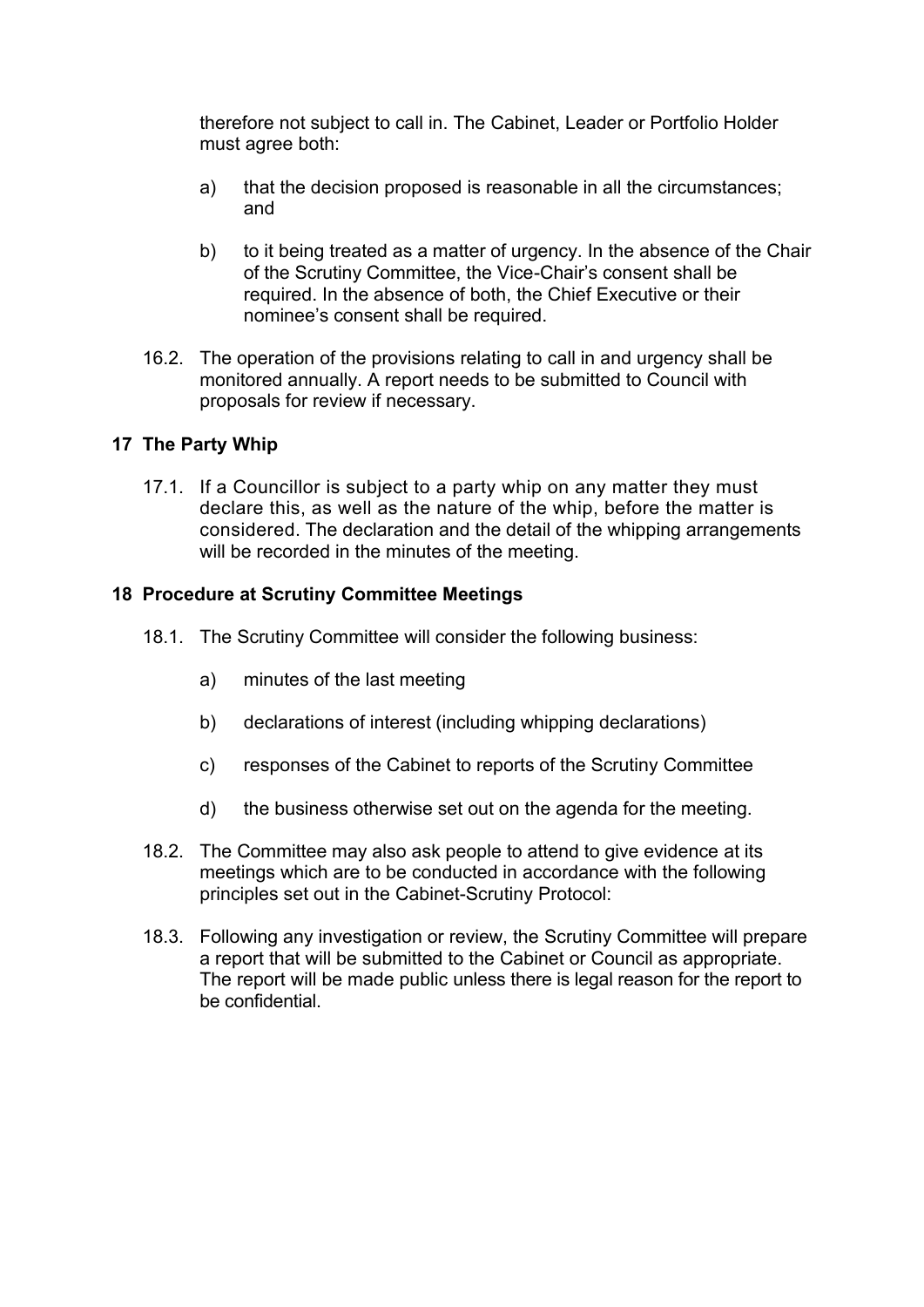therefore not subject to call in. The Cabinet, Leader or Portfolio Holder must agree both:

- a) that the decision proposed is reasonable in all the circumstances; and
- b) to it being treated as a matter of urgency. In the absence of the Chair of the Scrutiny Committee, the Vice-Chair's consent shall be required. In the absence of both, the Chief Executive or their nominee's consent shall be required.

16.2. The operation of the provisions relating to call in and urgency shall be monitored annually. A report needs to be submitted to Council with proposals for review if necessary.

## 17 The Party Whip

17.1. If a Councillor is subject to a party whip on any matter they must declare this, as well as the nature of the whip, before the matter is considered. The declaration and the detail of the whipping arrangements will be recorded in the minutes of the meeting.

## 18 Procedure at Scrutiny Committee Meetings

18.1. The Scrutiny Committee will consider the following business:

- a) minutes of the last meeting
- b) declarations of interest (including whipping declarations)
- c) responses of the Cabinet to reports of the Scrutiny Committee
- d) the business otherwise set out on the agenda for the meeting.

18.2. The Committee may also ask people to attend to give evidence at its meetings which are to be conducted in accordance with the following principles set out in the Cabinet-Scrutiny Protocol:

18.3. Following any investigation or review, the Scrutiny Committee will prepare a report that will be submitted to the Cabinet or Council as appropriate. The report will be made public unless there is legal reason for the report to be confidential.